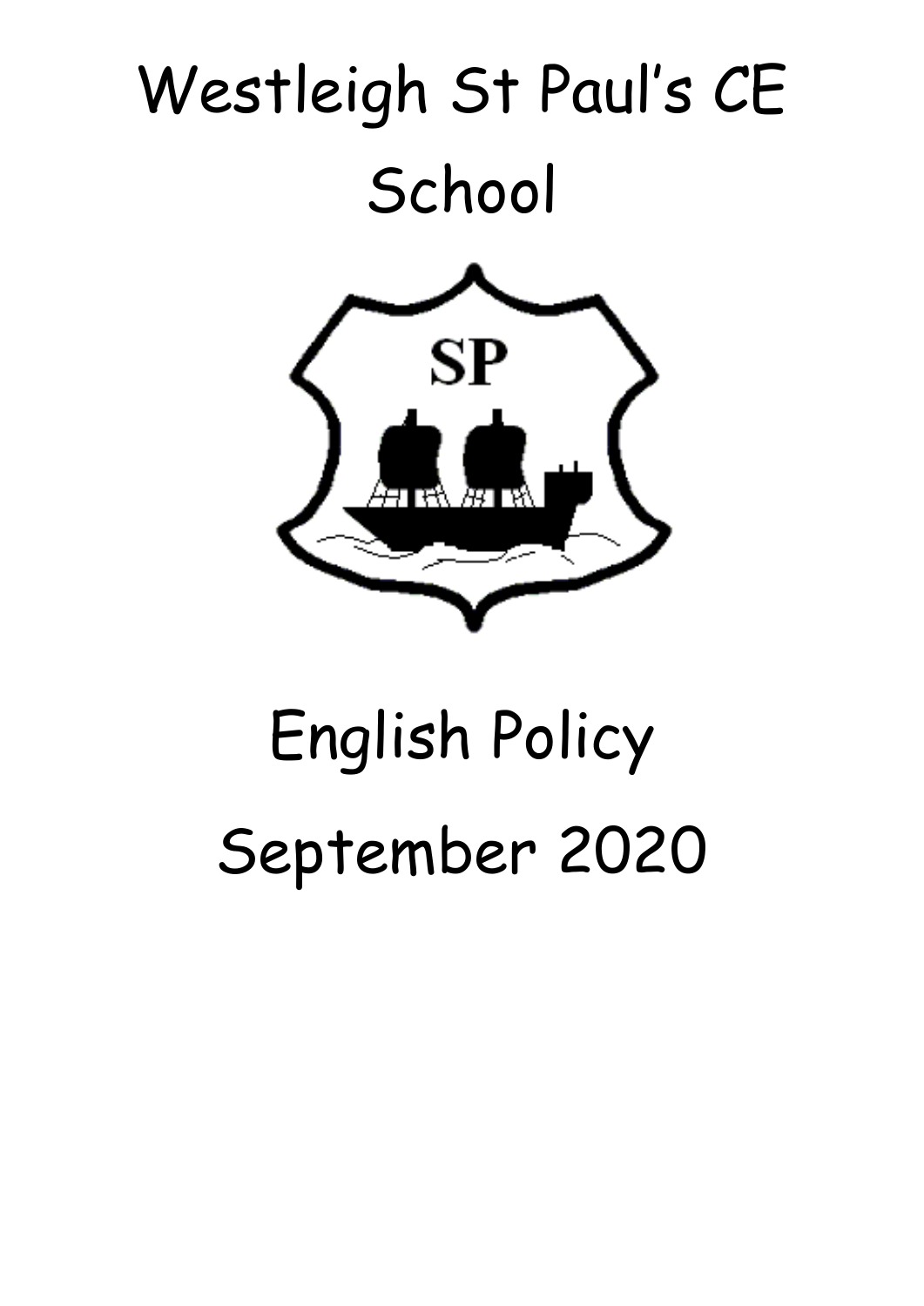# Westleigh St Paul's CE School

# English Policy

# September 2020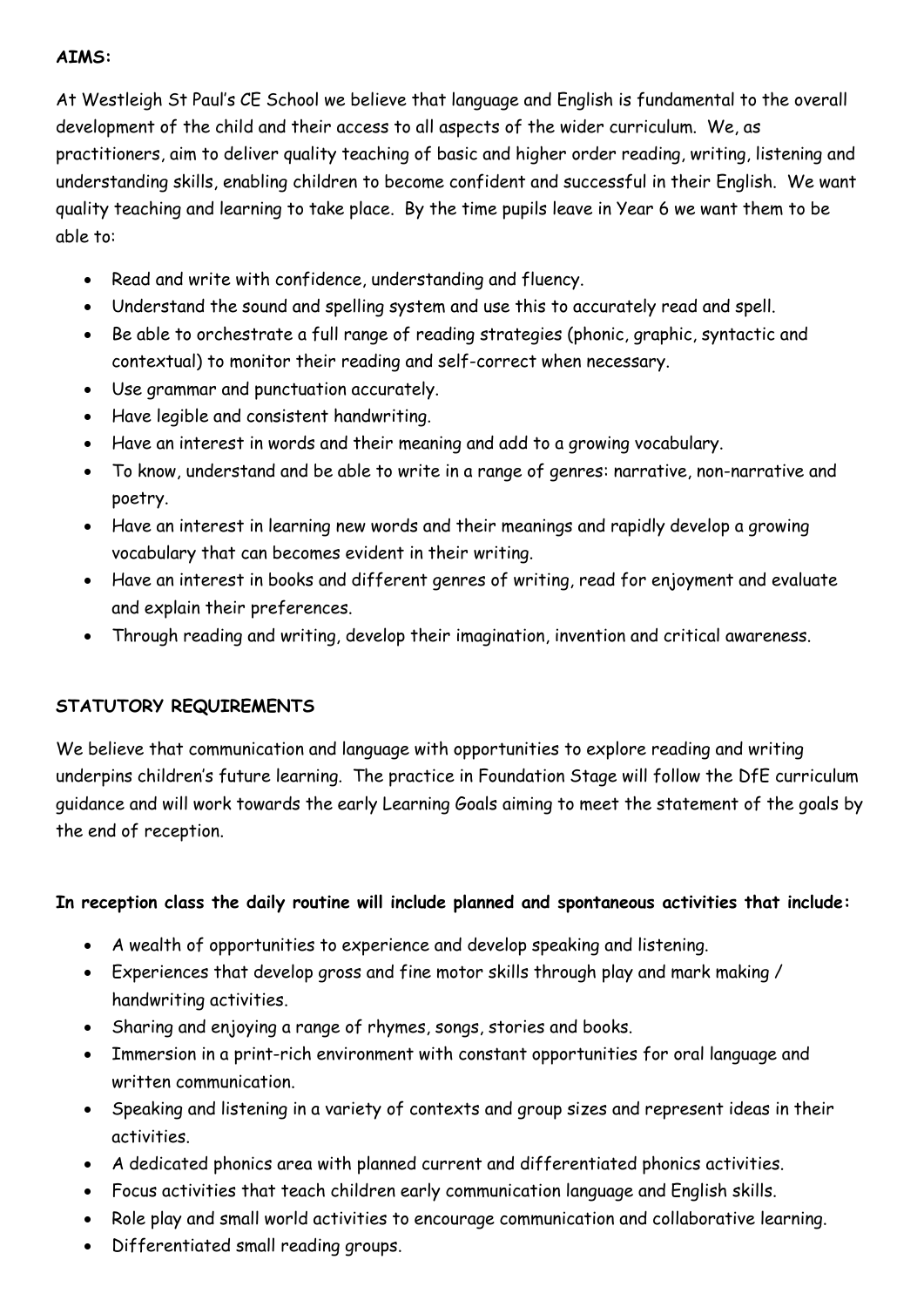**AIMS:**

At Westleigh St Paul's CE School we believe that language and English is fundamental to the overall development of the child and their access to all aspects of the wider curriculum. We, as practitioners, aim to deliver quality teaching of basic and higher order reading, writing, listening and understanding skills, enabling children to become confident and successful in their English. We want quality teaching and learning to take place. By the time pupils leave in Year 6 we want them to be able to:

- Read and write with confidence, understanding and fluency.
- Understand the sound and spelling system and use this to accurately read and spell.
- Be able to orchestrate a full range of reading strategies (phonic, graphic, syntactic and contextual) to monitor their reading and self-correct when necessary.
- Use grammar and punctuation accurately.
- Have legible and consistent handwriting.
- Have an interest in words and their meaning and add to a growing vocabulary.
- To know, understand and be able to write in a range of genres: narrative, non-narrative and poetry.
- Have an interest in learning new words and their meanings and rapidly develop a growing vocabulary that can becomes evident in their writing.
- Have an interest in books and different genres of writing, read for enjoyment and evaluate and explain their preferences.
- Through reading and writing, develop their imagination, invention and critical awareness.

**STATUTORY REQUIREMENTS**

We believe that communication and language with opportunities to explore reading and writing underpins children's future learning. The practice in Foundation Stage will follow the DfE curriculum guidance and will work towards the early Learning Goals aiming to meet the statement of the goals by the end of reception.

**In reception class the daily routine will include planned and spontaneous activities that include:**

- A wealth of opportunities to experience and develop speaking and listening.
- Experiences that develop gross and fine motor skills through play and mark making / handwriting activities.
- Sharing and enjoying a range of rhymes, songs, stories and books.
- Immersion in a print-rich environment with constant opportunities for oral language and written communication.
- Speaking and listening in a variety of contexts and group sizes and represent ideas in their activities.
- A dedicated phonics area with planned current and differentiated phonics activities.
- Focus activities that teach children early communication language and English skills.
- Role play and small world activities to encourage communication and collaborative learning.
- Differentiated small reading groups.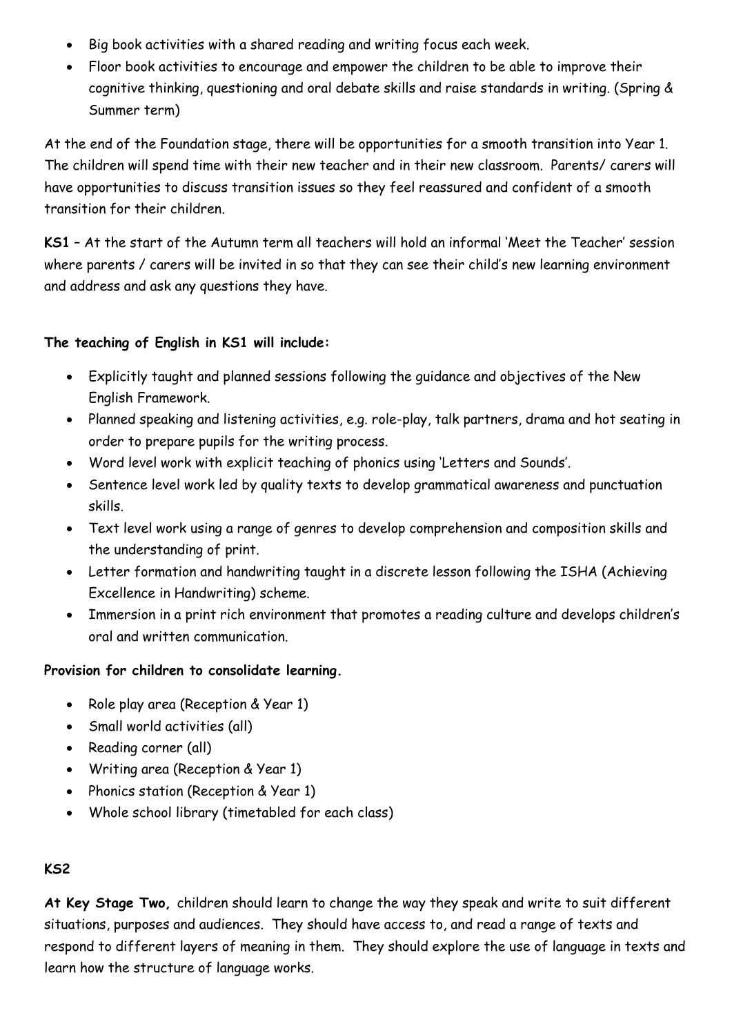- Big book activities with a shared reading and writing focus each week.
- Floor book activities to encourage and empower the children to be able to improve their cognitive thinking, questioning and oral debate skills and raise standards in writing. (Spring & Summer term)

At the end of the Foundation stage, there will be opportunities for a smooth transition into Year 1. The children will spend time with their new teacher and in their new classroom. Parents/ carers will have opportunities to discuss transition issues so they feel reassured and confident of a smooth transition for their children.

**KS1** – At the start of the Autumn term all teachers will hold an informal 'Meet the Teacher' session where parents / carers will be invited in so that they can see their child's new learning environment and address and ask any questions they have.

**The teaching of English in KS1 will include:**

- Explicitly taught and planned sessions following the guidance and objectives of the New English Framework.
- Planned speaking and listening activities, e.g. role-play, talk partners, drama and hot seating in order to prepare pupils for the writing process.
- Word level work with explicit teaching of phonics using 'Letters and Sounds'.
- Sentence level work led by quality texts to develop grammatical awareness and punctuation skills.
- Text level work using a range of genres to develop comprehension and composition skills and the understanding of print.
- Letter formation and handwriting taught in a discrete lesson following the ISHA (Achieving Excellence in Handwriting) scheme.
- Immersion in a print rich environment that promotes a reading culture and develops children's oral and written communication.

**Provision for children to consolidate learning.**

- Role play area (Reception & Year 1)
- Small world activities (all)
- Reading corner (all)
- Writing area (Reception & Year 1)
- Phonics station (Reception & Year 1)
- Whole school library (timetabled for each class)

**KS2**

**At Key Stage Two,** children should learn to change the way they speak and write to suit different situations, purposes and audiences. They should have access to, and read a range of texts and respond to different layers of meaning in them. They should explore the use of language in texts and learn how the structure of language works.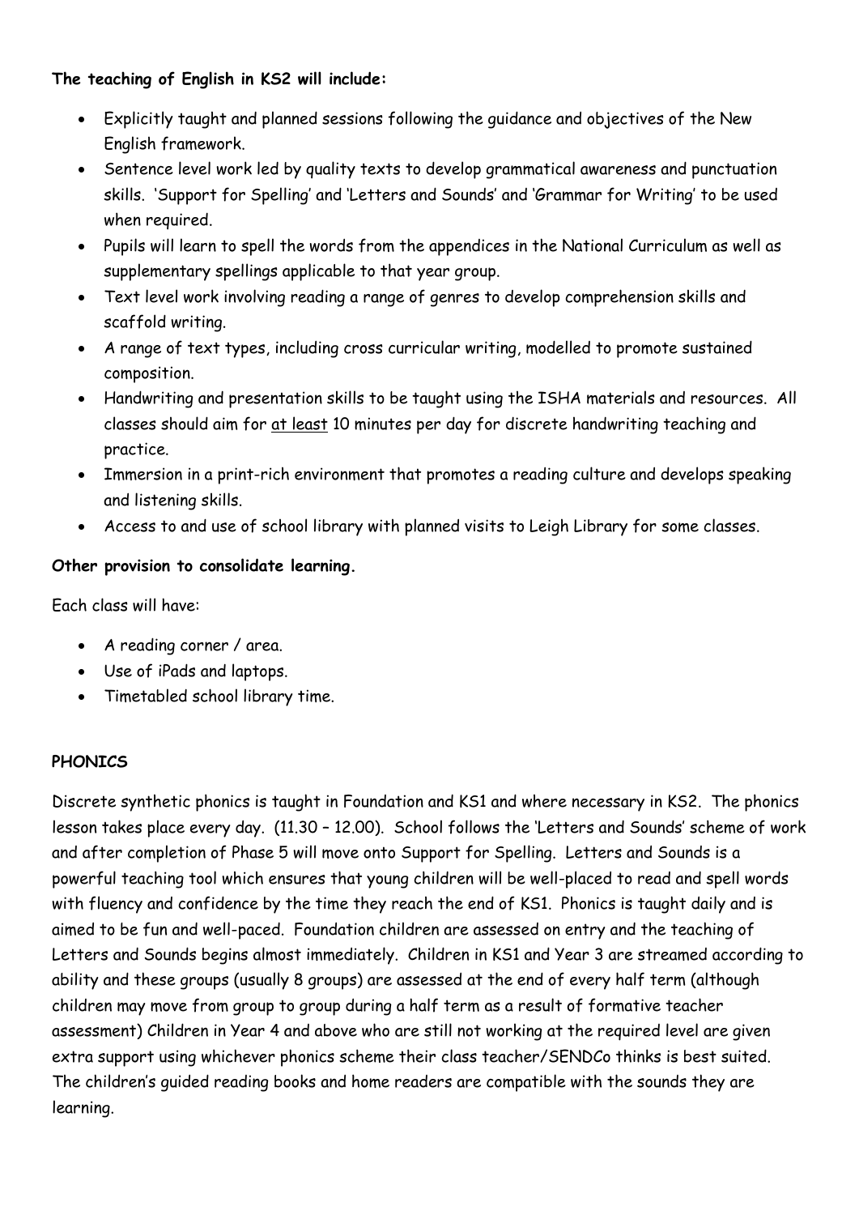**The teaching of English in KS2 will include:**

- Explicitly taught and planned sessions following the guidance and objectives of the New English framework.
- Sentence level work led by quality texts to develop grammatical awareness and punctuation skills. 'Support for Spelling' and 'Letters and Sounds' and 'Grammar for Writing' to be used when required.
- Pupils will learn to spell the words from the appendices in the National Curriculum as well as supplementary spellings applicable to that year group.
- Text level work involving reading a range of genres to develop comprehension skills and scaffold writing.
- A range of text types, including cross curricular writing, modelled to promote sustained composition.
- Handwriting and presentation skills to be taught using the ISHA materials and resources. All classes should aim for <u>at least</u> 10 minutes per day for discrete handwriting teaching and practice.
- Immersion in a print-rich environment that promotes a reading culture and develops speaking and listening skills.
- Access to and use of school library with planned visits to Leigh Library for some classes.

**Other provision to consolidate learning.**

Each class will have:

- A reading corner / area.
- Use of iPads and laptops.
- Timetabled school library time.

**PHONICS**

Discrete synthetic phonics is taught in Foundation and KS1 and where necessary in KS2. The phonics lesson takes place every day. (11.30 – 12.00). School follows the 'Letters and Sounds' scheme of work and after completion of Phase 5 will move onto Support for Spelling. Letters and Sounds is a powerful teaching tool which ensures that young children will be well-placed to read and spell words with fluency and confidence by the time they reach the end of KS1. Phonics is taught daily and is aimed to be fun and well-paced. Foundation children are assessed on entry and the teaching of Letters and Sounds begins almost immediately. Children in KS1 and Year 3 are streamed according to ability and these groups (usually 8 groups) are assessed at the end of every half term (although children may move from group to group during a half term as a result of formative teacher assessment) Children in Year 4 and above who are still not working at the required level are given extra support using whichever phonics scheme their class teacher/SENDCo thinks is best suited. The children's guided reading books and home readers are compatible with the sounds they are learning.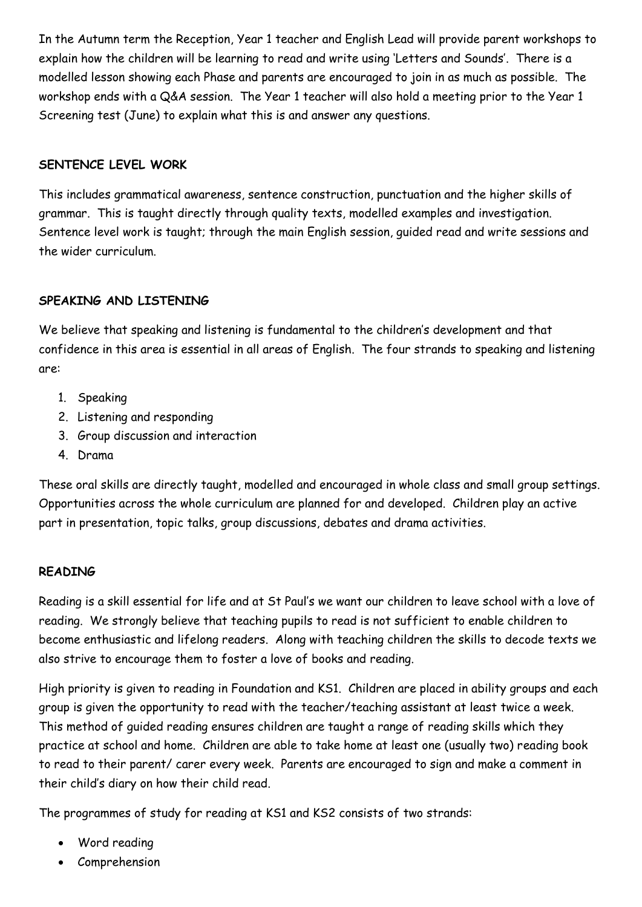In the Autumn term the Reception, Year 1 teacher and English Lead will provide parent workshops to explain how the children will be learning to read and write using 'Letters and Sounds'. There is a modelled lesson showing each Phase and parents are encouraged to join in as much as possible. The workshop ends with a Q&A session. The Year 1 teacher will also hold a meeting prior to the Year 1 Screening test (June) to explain what this is and answer any questions.

**SENTENCE LEVEL WORK**

This includes grammatical awareness, sentence construction, punctuation and the higher skills of grammar. This is taught directly through quality texts, modelled examples and investigation. Sentence level work is taught; through the main English session, guided read and write sessions and the wider curriculum.

**SPEAKING AND LISTENING**

We believe that speaking and listening is fundamental to the children's development and that confidence in this area is essential in all areas of English. The four strands to speaking and listening are:

1. Speaking
2. Listening and responding
3. Group discussion and interaction
4. Drama

These oral skills are directly taught, modelled and encouraged in whole class and small group settings. Opportunities across the whole curriculum are planned for and developed. Children play an active part in presentation, topic talks, group discussions, debates and drama activities.

**READING**

Reading is a skill essential for life and at St Paul's we want our children to leave school with a love of reading. We strongly believe that teaching pupils to read is not sufficient to enable children to become enthusiastic and lifelong readers. Along with teaching children the skills to decode texts we also strive to encourage them to foster a love of books and reading.

High priority is given to reading in Foundation and KS1. Children are placed in ability groups and each group is given the opportunity to read with the teacher/teaching assistant at least twice a week. This method of guided reading ensures children are taught a range of reading skills which they practice at school and home. Children are able to take home at least one (usually two) reading book to read to their parent/ carer every week. Parents are encouraged to sign and make a comment in their child's diary on how their child read.

The programmes of study for reading at KS1 and KS2 consists of two strands:

- Word reading
- Comprehension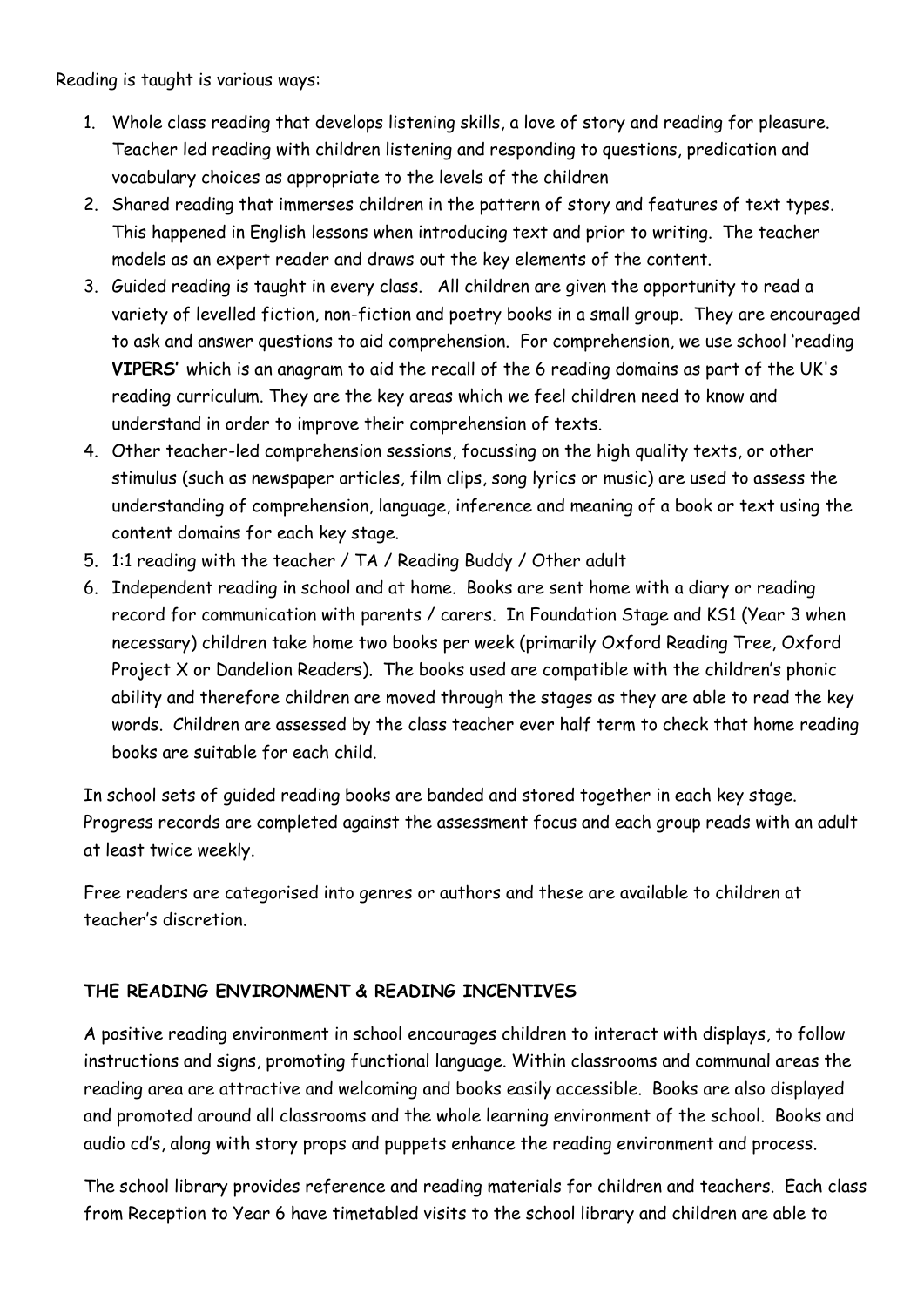Reading is taught is various ways:

1. Whole class reading that develops listening skills, a love of story and reading for pleasure. Teacher led reading with children listening and responding to questions, predication and vocabulary choices as appropriate to the levels of the children
2. Shared reading that immerses children in the pattern of story and features of text types. This happened in English lessons when introducing text and prior to writing. The teacher models as an expert reader and draws out the key elements of the content.
3. Guided reading is taught in every class. All children are given the opportunity to read a variety of levelled fiction, non-fiction and poetry books in a small group. They are encouraged to ask and answer questions to aid comprehension. For comprehension, we use school 'reading **VIPERS**' which is an anagram to aid the recall of the 6 reading domains as part of the UK's reading curriculum. They are the key areas which we feel children need to know and understand in order to improve their comprehension of texts.
4. Other teacher-led comprehension sessions, focussing on the high quality texts, or other stimulus (such as newspaper articles, film clips, song lyrics or music) are used to assess the understanding of comprehension, language, inference and meaning of a book or text using the content domains for each key stage.
5. 1:1 reading with the teacher / TA / Reading Buddy / Other adult
6. Independent reading in school and at home. Books are sent home with a diary or reading record for communication with parents / carers. In Foundation Stage and KS1 (Year 3 when necessary) children take home two books per week (primarily Oxford Reading Tree, Oxford Project X or Dandelion Readers). The books used are compatible with the children's phonic ability and therefore children are moved through the stages as they are able to read the key words. Children are assessed by the class teacher ever half term to check that home reading books are suitable for each child.

In school sets of guided reading books are banded and stored together in each key stage. Progress records are completed against the assessment focus and each group reads with an adult at least twice weekly.

Free readers are categorised into genres or authors and these are available to children at teacher's discretion.

**THE READING ENVIRONMENT & READING INCENTIVES**

A positive reading environment in school encourages children to interact with displays, to follow instructions and signs, promoting functional language. Within classrooms and communal areas the reading area are attractive and welcoming and books easily accessible. Books are also displayed and promoted around all classrooms and the whole learning environment of the school. Books and audio cd's, along with story props and puppets enhance the reading environment and process.

The school library provides reference and reading materials for children and teachers. Each class from Reception to Year 6 have timetabled visits to the school library and children are able to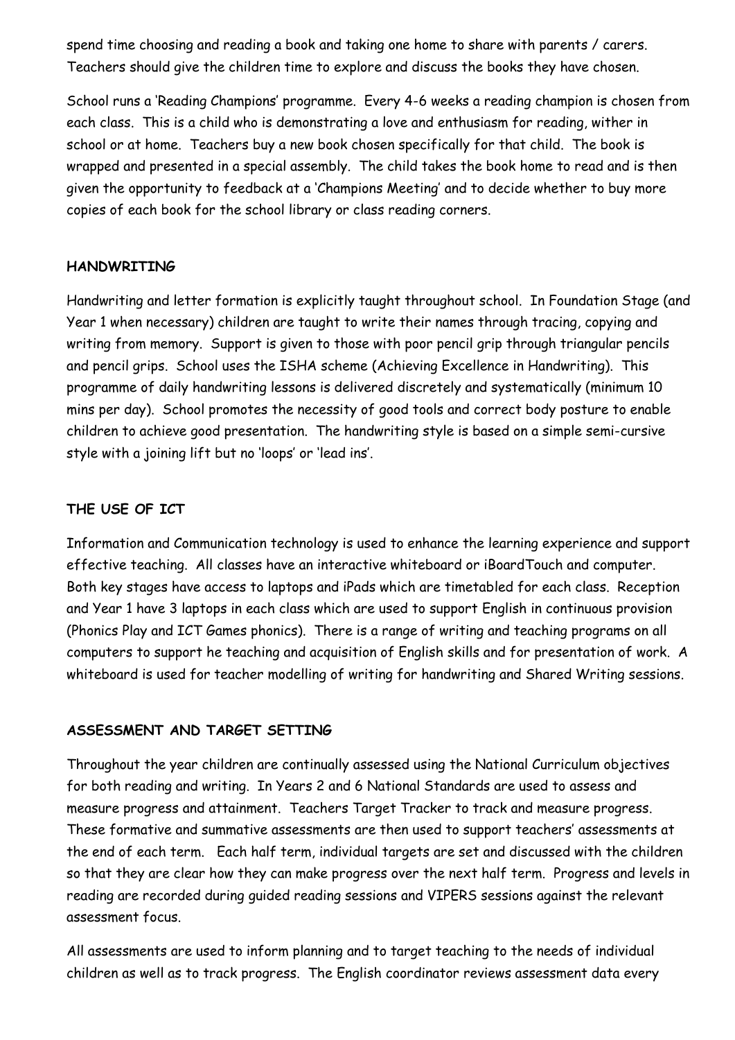spend time choosing and reading a book and taking one home to share with parents / carers. Teachers should give the children time to explore and discuss the books they have chosen.

School runs a 'Reading Champions' programme. Every 4-6 weeks a reading champion is chosen from each class. This is a child who is demonstrating a love and enthusiasm for reading, wither in school or at home. Teachers buy a new book chosen specifically for that child. The book is wrapped and presented in a special assembly. The child takes the book home to read and is then given the opportunity to feedback at a 'Champions Meeting' and to decide whether to buy more copies of each book for the school library or class reading corners.

## HANDWRITING

Handwriting and letter formation is explicitly taught throughout school. In Foundation Stage (and Year 1 when necessary) children are taught to write their names through tracing, copying and writing from memory. Support is given to those with poor pencil grip through triangular pencils and pencil grips. School uses the ISHA scheme (Achieving Excellence in Handwriting). This programme of daily handwriting lessons is delivered discretely and systematically (minimum 10 mins per day). School promotes the necessity of good tools and correct body posture to enable children to achieve good presentation. The handwriting style is based on a simple semi-cursive style with a joining lift but no 'loops' or 'lead ins'.

## THE USE OF ICT

Information and Communication technology is used to enhance the learning experience and support effective teaching. All classes have an interactive whiteboard or iBoardTouch and computer. Both key stages have access to laptops and iPads which are timetabled for each class. Reception and Year 1 have 3 laptops in each class which are used to support English in continuous provision (Phonics Play and ICT Games phonics). There is a range of writing and teaching programs on all computers to support he teaching and acquisition of English skills and for presentation of work. A whiteboard is used for teacher modelling of writing for handwriting and Shared Writing sessions.

## ASSESSMENT AND TARGET SETTING

Throughout the year children are continually assessed using the National Curriculum objectives for both reading and writing. In Years 2 and 6 National Standards are used to assess and measure progress and attainment. Teachers Target Tracker to track and measure progress. These formative and summative assessments are then used to support teachers' assessments at the end of each term. Each half term, individual targets are set and discussed with the children so that they are clear how they can make progress over the next half term. Progress and levels in reading are recorded during guided reading sessions and VIPERS sessions against the relevant assessment focus.

All assessments are used to inform planning and to target teaching to the needs of individual children as well as to track progress. The English coordinator reviews assessment data every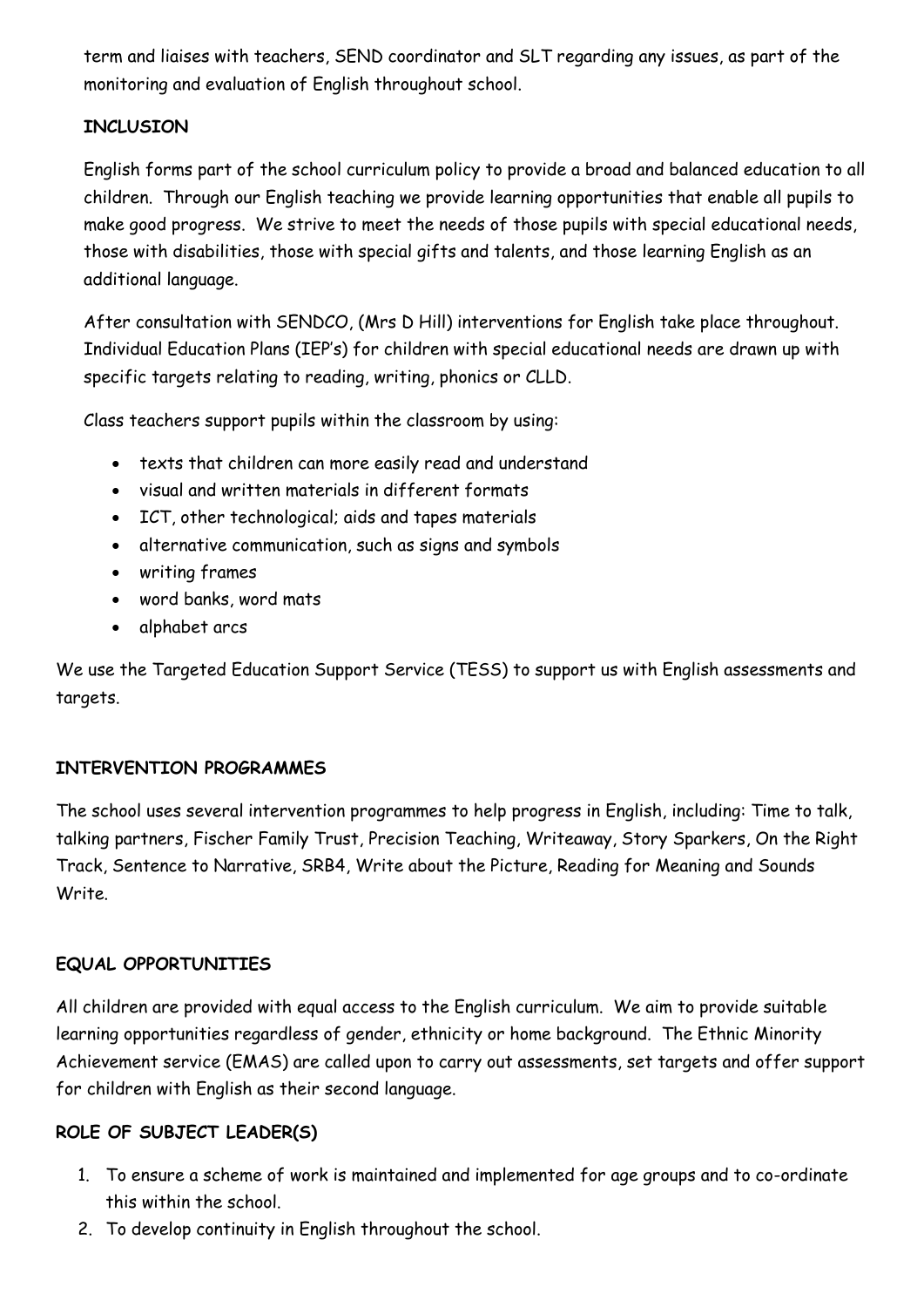term and liaises with teachers, SEND coordinator and SLT regarding any issues, as part of the monitoring and evaluation of English throughout school.

**INCLUSION**

English forms part of the school curriculum policy to provide a broad and balanced education to all children. Through our English teaching we provide learning opportunities that enable all pupils to make good progress. We strive to meet the needs of those pupils with special educational needs, those with disabilities, those with special gifts and talents, and those learning English as an additional language.

After consultation with SENDCO, (Mrs D Hill) interventions for English take place throughout. Individual Education Plans (IEP's) for children with special educational needs are drawn up with specific targets relating to reading, writing, phonics or CLLD.

Class teachers support pupils within the classroom by using:

- texts that children can more easily read and understand
- visual and written materials in different formats
- ICT, other technological; aids and tapes materials
- alternative communication, such as signs and symbols
- writing frames
- word banks, word mats
- alphabet arcs

We use the Targeted Education Support Service (TESS) to support us with English assessments and targets.

**INTERVENTION PROGRAMMES**

The school uses several intervention programmes to help progress in English, including: Time to talk, talking partners, Fischer Family Trust, Precision Teaching, Writeaway, Story Sparkers, On the Right Track, Sentence to Narrative, SRB4, Write about the Picture, Reading for Meaning and Sounds Write.

**EQUAL OPPORTUNITIES**

All children are provided with equal access to the English curriculum. We aim to provide suitable learning opportunities regardless of gender, ethnicity or home background. The Ethnic Minority Achievement service (EMAS) are called upon to carry out assessments, set targets and offer support for children with English as their second language.

**ROLE OF SUBJECT LEADER(S)**

1. To ensure a scheme of work is maintained and implemented for age groups and to co-ordinate this within the school.
2. To develop continuity in English throughout the school.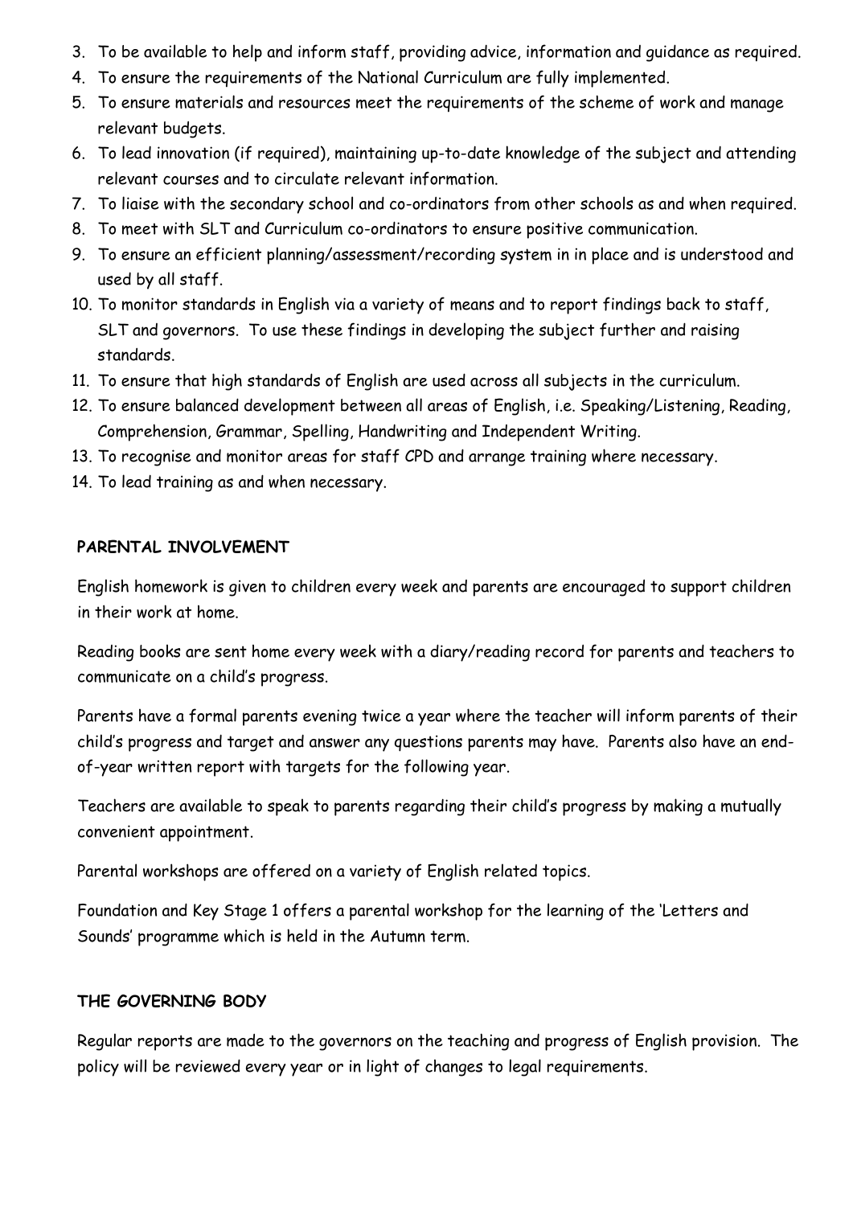3. To be available to help and inform staff, providing advice, information and guidance as required.
4. To ensure the requirements of the National Curriculum are fully implemented.
5. To ensure materials and resources meet the requirements of the scheme of work and manage relevant budgets.
6. To lead innovation (if required), maintaining up-to-date knowledge of the subject and attending relevant courses and to circulate relevant information.
7. To liaise with the secondary school and co-ordinators from other schools as and when required.
8. To meet with SLT and Curriculum co-ordinators to ensure positive communication.
9. To ensure an efficient planning/assessment/recording system in in place and is understood and used by all staff.
10. To monitor standards in English via a variety of means and to report findings back to staff, SLT and governors. To use these findings in developing the subject further and raising standards.
11. To ensure that high standards of English are used across all subjects in the curriculum.
12. To ensure balanced development between all areas of English, i.e. Speaking/Listening, Reading, Comprehension, Grammar, Spelling, Handwriting and Independent Writing.
13. To recognise and monitor areas for staff CPD and arrange training where necessary.
14. To lead training as and when necessary.

**PARENTAL INVOLVEMENT**

English homework is given to children every week and parents are encouraged to support children in their work at home.

Reading books are sent home every week with a diary/reading record for parents and teachers to communicate on a child's progress.

Parents have a formal parents evening twice a year where the teacher will inform parents of their child's progress and target and answer any questions parents may have. Parents also have an end-of-year written report with targets for the following year.

Teachers are available to speak to parents regarding their child's progress by making a mutually convenient appointment.

Parental workshops are offered on a variety of English related topics.

Foundation and Key Stage 1 offers a parental workshop for the learning of the 'Letters and Sounds' programme which is held in the Autumn term.

**THE GOVERNING BODY**

Regular reports are made to the governors on the teaching and progress of English provision. The policy will be reviewed every year or in light of changes to legal requirements.